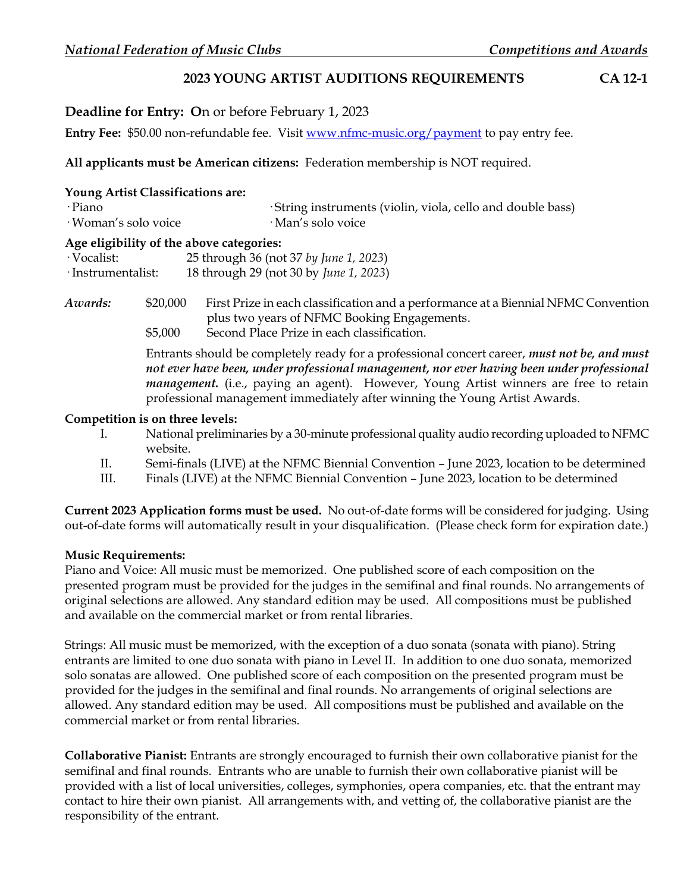## 2023 YOUNG ARTIST AUDITIONS REQUIREMENTS CA 12-1

**Deadline for Entry: O**n or before February 1, 2023

**Entry Fee:** $50.00 non-refundable fee. Visit www.nfmc-music.org/payment to pay entry fee.

**All applicants must be American citizens:** Federation membership is NOT required.

**Young Artist Classifications are:**

- Piano
- String instruments (violin, viola, cello and double bass)
- Woman's solo voice
- Man's solo voice

**Age eligibility of the above categories:**

- Vocalist: 25 through 36 (not 37 *by June 1, 2023*)
- Instrumentalist: 18 through 29 (not 30 by *June 1, 2023*)

*Awards:*

$20,000 First Prize in each classification and a performance at a Biennial NFMC Convention plus two years of NFMC Booking Engagements.

$5,000 Second Place Prize in each classification.

Entrants should be completely ready for a professional concert career, ***must not be, and must not ever have been, under professional management, nor ever having been under professional management.*** (i.e., paying an agent). However, Young Artist winners are free to retain professional management immediately after winning the Young Artist Awards.

**Competition is on three levels:**

I. National preliminaries by a 30-minute professional quality audio recording uploaded to NFMC website.

II. Semi-finals (LIVE) at the NFMC Biennial Convention – June 2023, location to be determined

III. Finals (LIVE) at the NFMC Biennial Convention – June 2023, location to be determined

**Current 2023 Application forms must be used.** No out-of-date forms will be considered for judging. Using out-of-date forms will automatically result in your disqualification. (Please check form for expiration date.)

**Music Requirements:**

Piano and Voice: All music must be memorized. One published score of each composition on the presented program must be provided for the judges in the semifinal and final rounds. No arrangements of original selections are allowed. Any standard edition may be used. All compositions must be published and available on the commercial market or from rental libraries.

Strings: All music must be memorized, with the exception of a duo sonata (sonata with piano). String entrants are limited to one duo sonata with piano in Level II. In addition to one duo sonata, memorized solo sonatas are allowed. One published score of each composition on the presented program must be provided for the judges in the semifinal and final rounds. No arrangements of original selections are allowed. Any standard edition may be used. All compositions must be published and available on the commercial market or from rental libraries.

**Collaborative Pianist:** Entrants are strongly encouraged to furnish their own collaborative pianist for the semifinal and final rounds. Entrants who are unable to furnish their own collaborative pianist will be provided with a list of local universities, colleges, symphonies, opera companies, etc. that the entrant may contact to hire their own pianist. All arrangements with, and vetting of, the collaborative pianist are the responsibility of the entrant.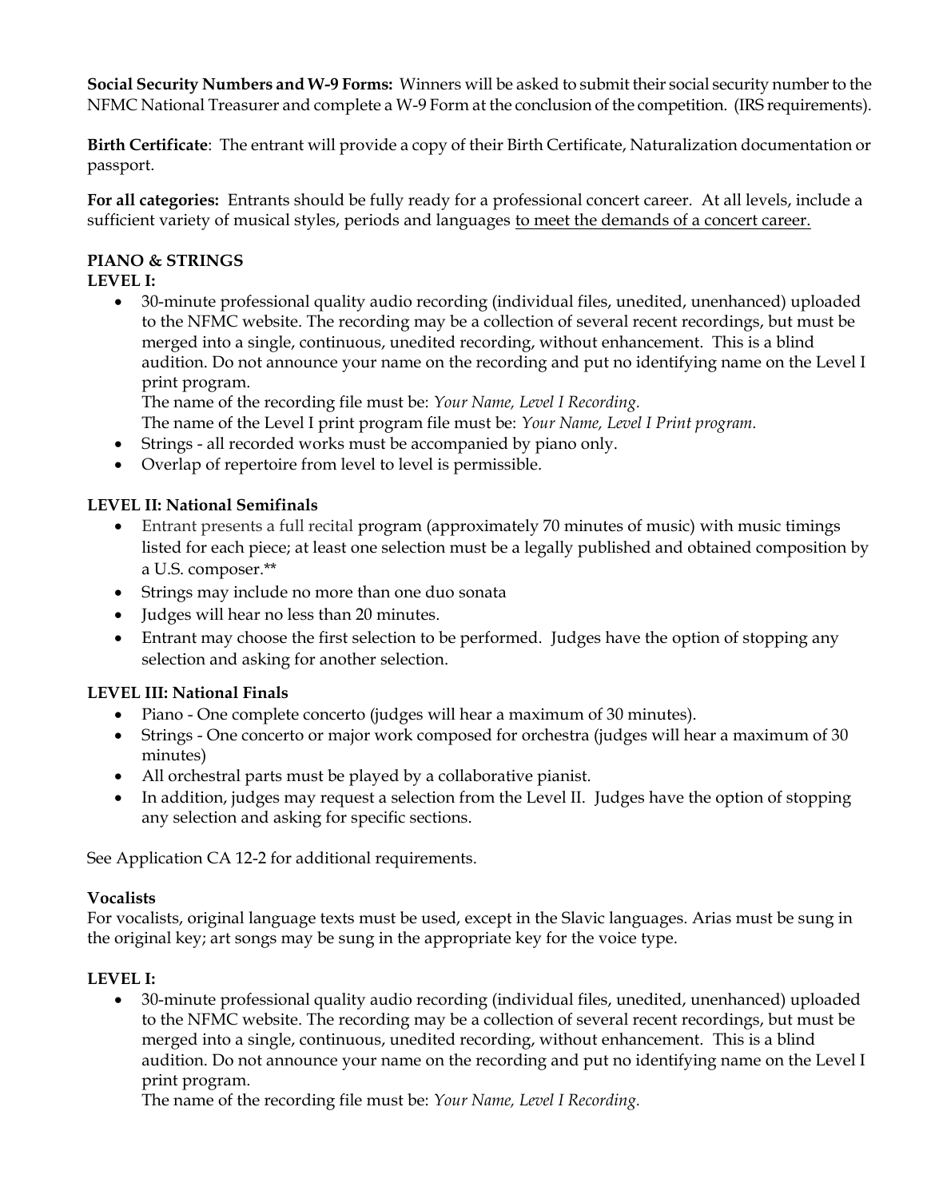**Social Security Numbers and W-9 Forms:** Winners will be asked to submit their social security number to the NFMC National Treasurer and complete a W-9 Form at the conclusion of the competition. (IRS requirements).

**Birth Certificate**: The entrant will provide a copy of their Birth Certificate, Naturalization documentation or passport.

**For all categories:** Entrants should be fully ready for a professional concert career. At all levels, include a sufficient variety of musical styles, periods and languages <u>to meet the demands of a concert career.</u>

**PIANO & STRINGS**

**LEVEL I:**

- 30-minute professional quality audio recording (individual files, unedited, unenhanced) uploaded to the NFMC website. The recording may be a collection of several recent recordings, but must be merged into a single, continuous, unedited recording, without enhancement. This is a blind audition. Do not announce your name on the recording and put no identifying name on the Level I print program.
  The name of the recording file must be: *Your Name, Level I Recording.*
  The name of the Level I print program file must be: *Your Name, Level I Print program.*
- Strings - all recorded works must be accompanied by piano only.
- Overlap of repertoire from level to level is permissible.

**LEVEL II: National Semifinals**

- Entrant presents a full recital program (approximately 70 minutes of music) with music timings listed for each piece; at least one selection must be a legally published and obtained composition by a U.S. composer.**
- Strings may include no more than one duo sonata
- Judges will hear no less than 20 minutes.
- Entrant may choose the first selection to be performed. Judges have the option of stopping any selection and asking for another selection.

**LEVEL III: National Finals**

- Piano - One complete concerto (judges will hear a maximum of 30 minutes).
- Strings - One concerto or major work composed for orchestra (judges will hear a maximum of 30 minutes)
- All orchestral parts must be played by a collaborative pianist.
- In addition, judges may request a selection from the Level II. Judges have the option of stopping any selection and asking for specific sections.

See Application CA 12-2 for additional requirements.

**Vocalists**

For vocalists, original language texts must be used, except in the Slavic languages. Arias must be sung in the original key; art songs may be sung in the appropriate key for the voice type.

**LEVEL I:**

- 30-minute professional quality audio recording (individual files, unedited, unenhanced) uploaded to the NFMC website. The recording may be a collection of several recent recordings, but must be merged into a single, continuous, unedited recording, without enhancement. This is a blind audition. Do not announce your name on the recording and put no identifying name on the Level I print program.
  The name of the recording file must be: *Your Name, Level I Recording.*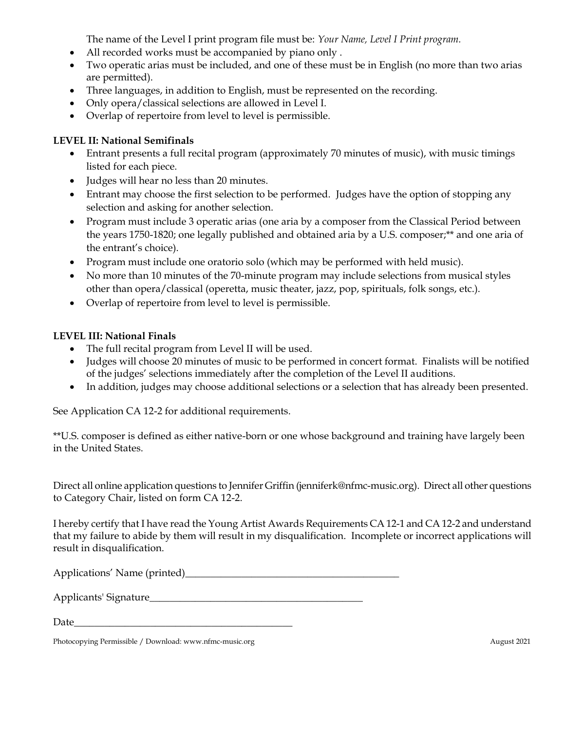The name of the Level I print program file must be: *Your Name, Level I Print program.*

- All recorded works must be accompanied by piano only .
- Two operatic arias must be included, and one of these must be in English (no more than two arias are permitted).
- Three languages, in addition to English, must be represented on the recording.
- Only opera/classical selections are allowed in Level I.
- Overlap of repertoire from level to level is permissible.

**LEVEL II: National Semifinals**

- Entrant presents a full recital program (approximately 70 minutes of music), with music timings listed for each piece.
- Judges will hear no less than 20 minutes.
- Entrant may choose the first selection to be performed. Judges have the option of stopping any selection and asking for another selection.
- Program must include 3 operatic arias (one aria by a composer from the Classical Period between the years 1750-1820; one legally published and obtained aria by a U.S. composer;** and one aria of the entrant's choice).
- Program must include one oratorio solo (which may be performed with held music).
- No more than 10 minutes of the 70-minute program may include selections from musical styles other than opera/classical (operetta, music theater, jazz, pop, spirituals, folk songs, etc.).
- Overlap of repertoire from level to level is permissible.

**LEVEL III: National Finals**

- The full recital program from Level II will be used.
- Judges will choose 20 minutes of music to be performed in concert format. Finalists will be notified of the judges' selections immediately after the completion of the Level II auditions.
- In addition, judges may choose additional selections or a selection that has already been presented.

See Application CA 12-2 for additional requirements.

**U.S. composer is defined as either native-born or one whose background and training have largely been in the United States.

Direct all online application questions to Jennifer Griffin (jenniferk@nfmc-music.org). Direct all other questions to Category Chair, listed on form CA 12-2.

I hereby certify that I have read the Young Artist Awards Requirements CA 12-1 and CA 12-2 and understand that my failure to abide by them will result in my disqualification. Incomplete or incorrect applications will result in disqualification.

Applications' Name (printed)\_\_\_\_\_\_\_\_\_\_\_\_\_\_\_\_\_\_\_\_\_\_\_\_\_\_\_\_\_\_\_\_\_\_\_\_\_\_\_\_\_\_

Applicants' Signature\_\_\_\_\_\_\_\_\_\_\_\_\_\_\_\_\_\_\_\_\_\_\_\_\_\_\_\_\_\_\_\_\_\_\_\_\_\_\_\_\_\_

Date\_\_\_\_\_\_\_\_\_\_\_\_\_\_\_\_\_\_\_\_\_\_\_\_\_\_\_\_\_\_\_\_\_\_\_\_\_\_\_\_\_\_

Photocopying Permissible / Download: www.nfmc-music.org August 2021